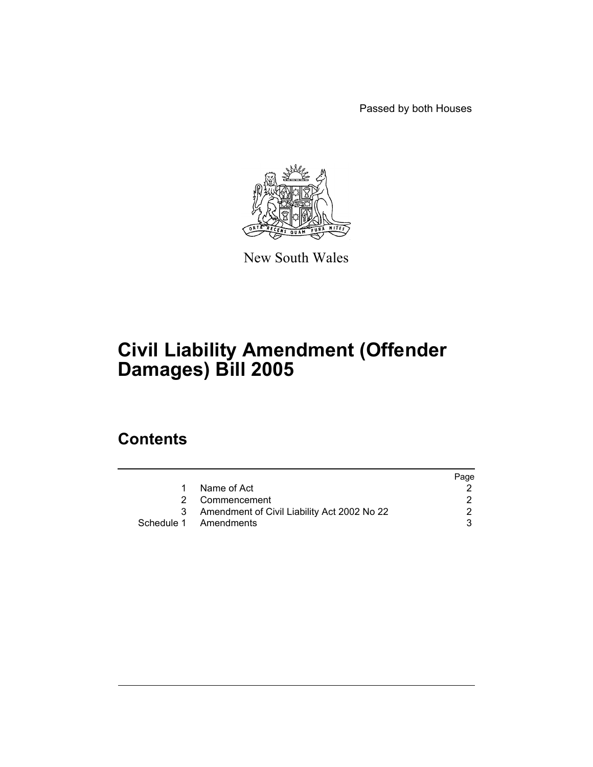Passed by both Houses

New South Wales

# Civil Liability Amendment (Offender Damages) Bill 2005

## Contents

| | | Page |
|---|---|---|
| 1 | Name of Act | 2 |
| 2 | Commencement | 2 |
| 3 | Amendment of Civil Liability Act 2002 No 22 | 2 |
| Schedule 1 | Amendments | 3 |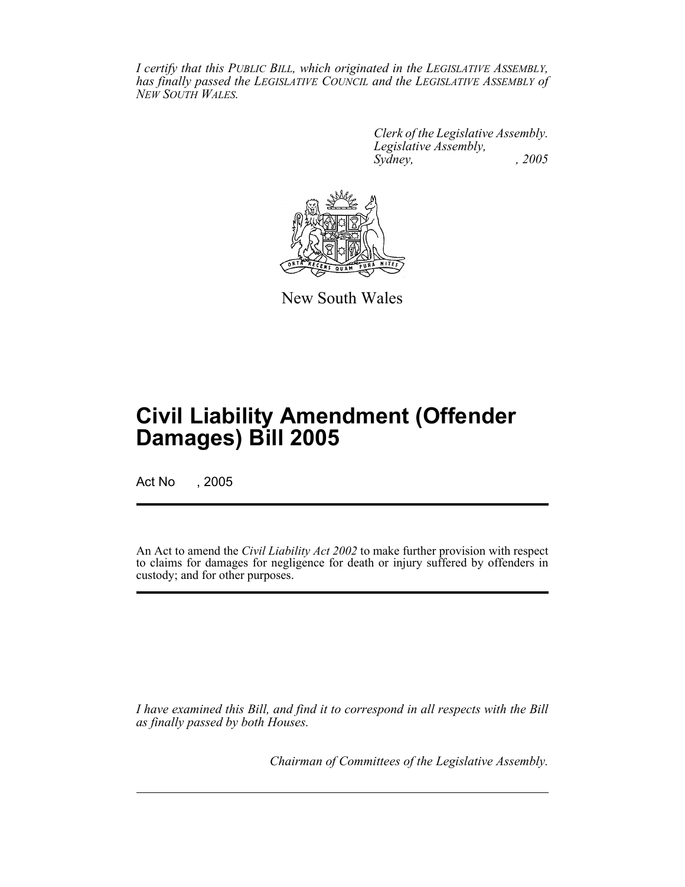*I certify that this PUBLIC BILL, which originated in the LEGISLATIVE ASSEMBLY, has finally passed the LEGISLATIVE COUNCIL and the LEGISLATIVE ASSEMBLY of NEW SOUTH WALES.*

*Clerk of the Legislative Assembly.*
*Legislative Assembly,*
*Sydney, , 2005*

New South Wales

# Civil Liability Amendment (Offender Damages) Bill 2005

Act No , 2005

An Act to amend the *Civil Liability Act 2002* to make further provision with respect to claims for damages for negligence for death or injury suffered by offenders in custody; and for other purposes.

*I have examined this Bill, and find it to correspond in all respects with the Bill as finally passed by both Houses.*

*Chairman of Committees of the Legislative Assembly.*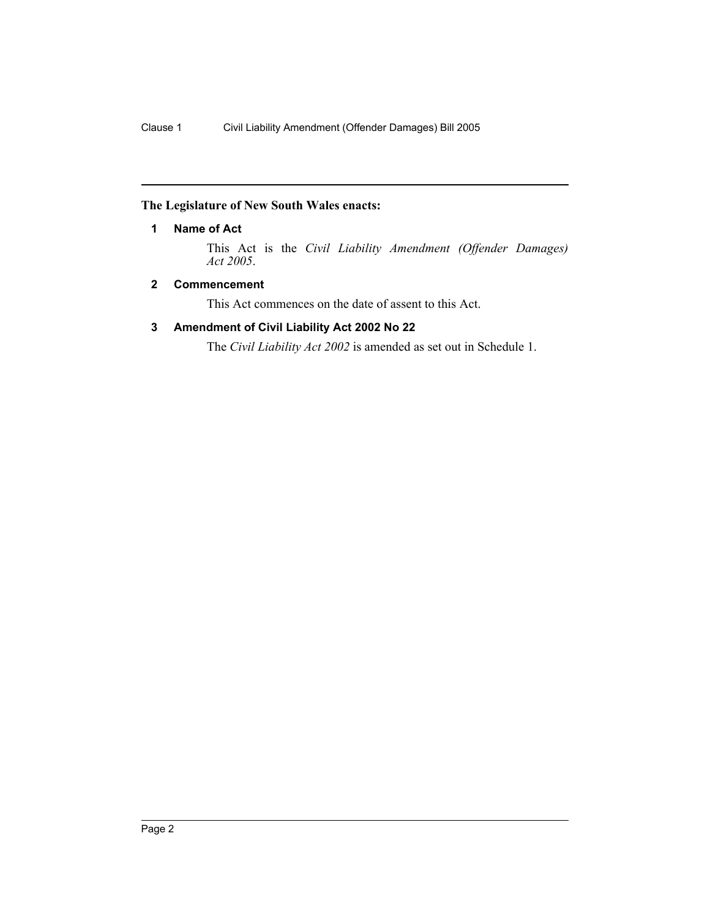**The Legislature of New South Wales enacts:**

### 1 Name of Act

This Act is the *Civil Liability Amendment (Offender Damages) Act 2005*.

### 2 Commencement

This Act commences on the date of assent to this Act.

### 3 Amendment of Civil Liability Act 2002 No 22

The *Civil Liability Act 2002* is amended as set out in Schedule 1.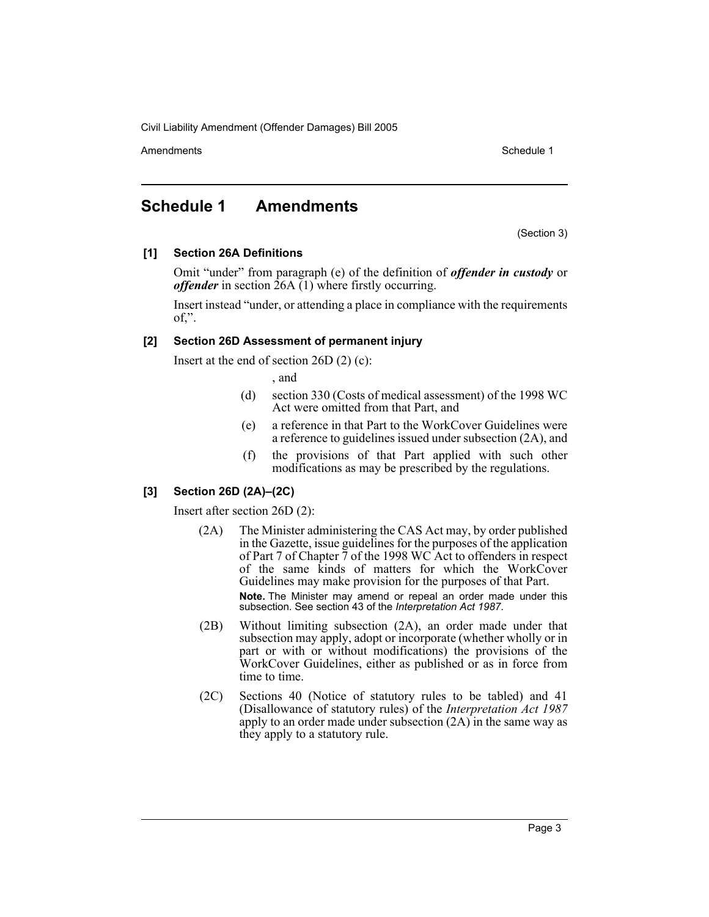# Schedule 1 Amendments

(Section 3)

**[1] Section 26A Definitions**

Omit "under" from paragraph (e) of the definition of ***offender in custody*** or ***offender*** in section 26A (1) where firstly occurring.

Insert instead "under, or attending a place in compliance with the requirements of,".

**[2] Section 26D Assessment of permanent injury**

Insert at the end of section 26D (2) (c):

, and

(d) section 330 (Costs of medical assessment) of the 1998 WC Act were omitted from that Part, and

(e) a reference in that Part to the WorkCover Guidelines were a reference to guidelines issued under subsection (2A), and

(f) the provisions of that Part applied with such other modifications as may be prescribed by the regulations.

**[3] Section 26D (2A)–(2C)**

Insert after section 26D (2):

(2A) The Minister administering the CAS Act may, by order published in the Gazette, issue guidelines for the purposes of the application of Part 7 of Chapter 7 of the 1998 WC Act to offenders in respect of the same kinds of matters for which the WorkCover Guidelines may make provision for the purposes of that Part.

**Note.** The Minister may amend or repeal an order made under this subsection. See section 43 of the *Interpretation Act 1987*.

(2B) Without limiting subsection (2A), an order made under that subsection may apply, adopt or incorporate (whether wholly or in part or with or without modifications) the provisions of the WorkCover Guidelines, either as published or as in force from time to time.

(2C) Sections 40 (Notice of statutory rules to be tabled) and 41 (Disallowance of statutory rules) of the *Interpretation Act 1987* apply to an order made under subsection (2A) in the same way as they apply to a statutory rule.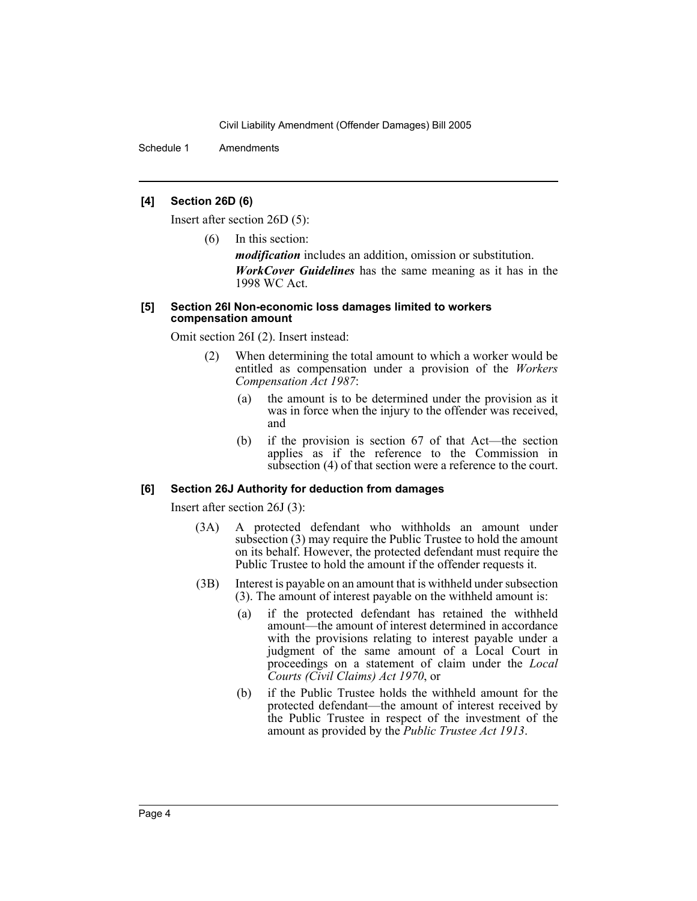#### [4] Section 26D (6)

Insert after section 26D (5):

(6) In this section:

***modification*** includes an addition, omission or substitution.

***WorkCover Guidelines*** has the same meaning as it has in the 1998 WC Act.

#### [5] Section 26I Non-economic loss damages limited to workers compensation amount

Omit section 26I (2). Insert instead:

(2) When determining the total amount to which a worker would be entitled as compensation under a provision of the *Workers Compensation Act 1987*:

(a) the amount is to be determined under the provision as it was in force when the injury to the offender was received, and

(b) if the provision is section 67 of that Act—the section applies as if the reference to the Commission in subsection (4) of that section were a reference to the court.

#### [6] Section 26J Authority for deduction from damages

Insert after section 26J (3):

(3A) A protected defendant who withholds an amount under subsection (3) may require the Public Trustee to hold the amount on its behalf. However, the protected defendant must require the Public Trustee to hold the amount if the offender requests it.

(3B) Interest is payable on an amount that is withheld under subsection (3). The amount of interest payable on the withheld amount is:

(a) if the protected defendant has retained the withheld amount—the amount of interest determined in accordance with the provisions relating to interest payable under a judgment of the same amount of a Local Court in proceedings on a statement of claim under the *Local Courts (Civil Claims) Act 1970*, or

(b) if the Public Trustee holds the withheld amount for the protected defendant—the amount of interest received by the Public Trustee in respect of the investment of the amount as provided by the *Public Trustee Act 1913*.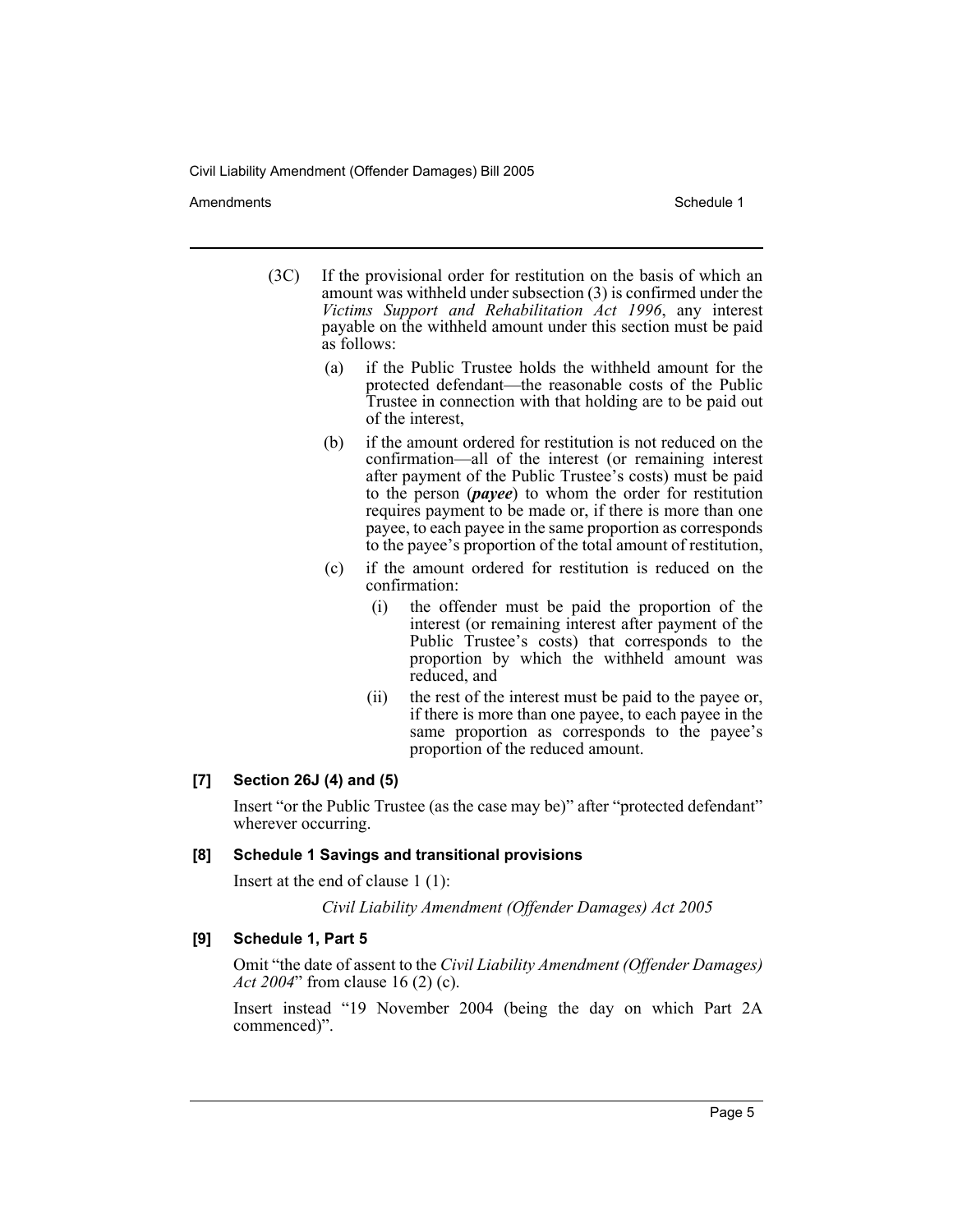(3C) If the provisional order for restitution on the basis of which an amount was withheld under subsection (3) is confirmed under the *Victims Support and Rehabilitation Act 1996*, any interest payable on the withheld amount under this section must be paid as follows:

(a) if the Public Trustee holds the withheld amount for the protected defendant—the reasonable costs of the Public Trustee in connection with that holding are to be paid out of the interest,

(b) if the amount ordered for restitution is not reduced on the confirmation—all of the interest (or remaining interest after payment of the Public Trustee's costs) must be paid to the person (***payee***) to whom the order for restitution requires payment to be made or, if there is more than one payee, to each payee in the same proportion as corresponds to the payee's proportion of the total amount of restitution,

(c) if the amount ordered for restitution is reduced on the confirmation:

(i) the offender must be paid the proportion of the interest (or remaining interest after payment of the Public Trustee's costs) that corresponds to the proportion by which the withheld amount was reduced, and

(ii) the rest of the interest must be paid to the payee or, if there is more than one payee, to each payee in the same proportion as corresponds to the payee's proportion of the reduced amount.

### [7] Section 26J (4) and (5)

Insert "or the Public Trustee (as the case may be)" after "protected defendant" wherever occurring.

### [8] Schedule 1 Savings and transitional provisions

Insert at the end of clause 1 (1):

*Civil Liability Amendment (Offender Damages) Act 2005*

### [9] Schedule 1, Part 5

Omit "the date of assent to the *Civil Liability Amendment (Offender Damages) Act 2004*" from clause 16 (2) (c).

Insert instead "19 November 2004 (being the day on which Part 2A commenced)".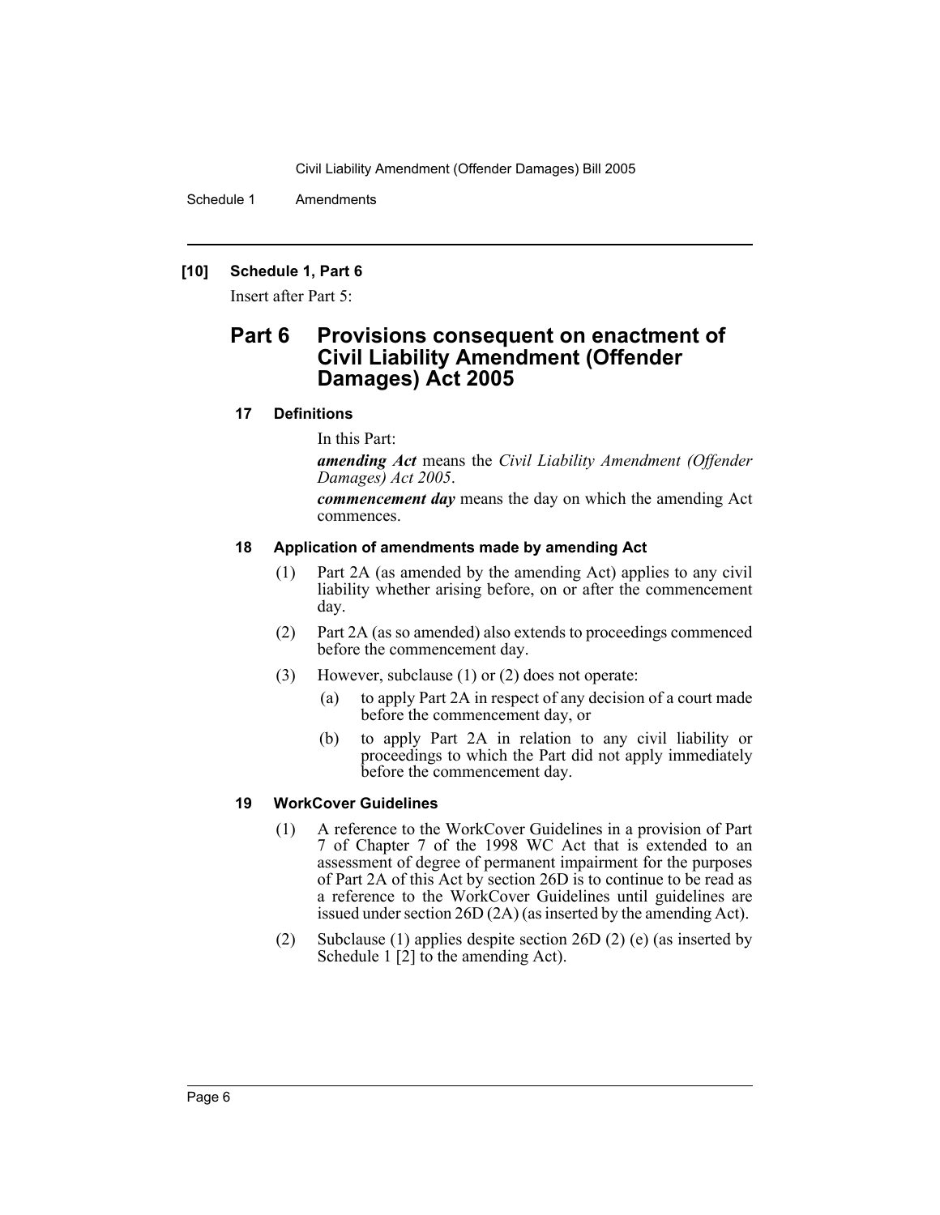**[10] Schedule 1, Part 6**

Insert after Part 5:

## Part 6 Provisions consequent on enactment of Civil Liability Amendment (Offender Damages) Act 2005

### 17 Definitions

In this Part:

***amending Act*** means the *Civil Liability Amendment (Offender Damages) Act 2005*.

***commencement day*** means the day on which the amending Act commences.

### 18 Application of amendments made by amending Act

(1) Part 2A (as amended by the amending Act) applies to any civil liability whether arising before, on or after the commencement day.

(2) Part 2A (as so amended) also extends to proceedings commenced before the commencement day.

(3) However, subclause (1) or (2) does not operate:

- (a) to apply Part 2A in respect of any decision of a court made before the commencement day, or
- (b) to apply Part 2A in relation to any civil liability or proceedings to which the Part did not apply immediately before the commencement day.

### 19 WorkCover Guidelines

(1) A reference to the WorkCover Guidelines in a provision of Part 7 of Chapter 7 of the 1998 WC Act that is extended to an assessment of degree of permanent impairment for the purposes of Part 2A of this Act by section 26D is to continue to be read as a reference to the WorkCover Guidelines until guidelines are issued under section 26D (2A) (as inserted by the amending Act).

(2) Subclause (1) applies despite section 26D (2) (e) (as inserted by Schedule 1 [2] to the amending Act).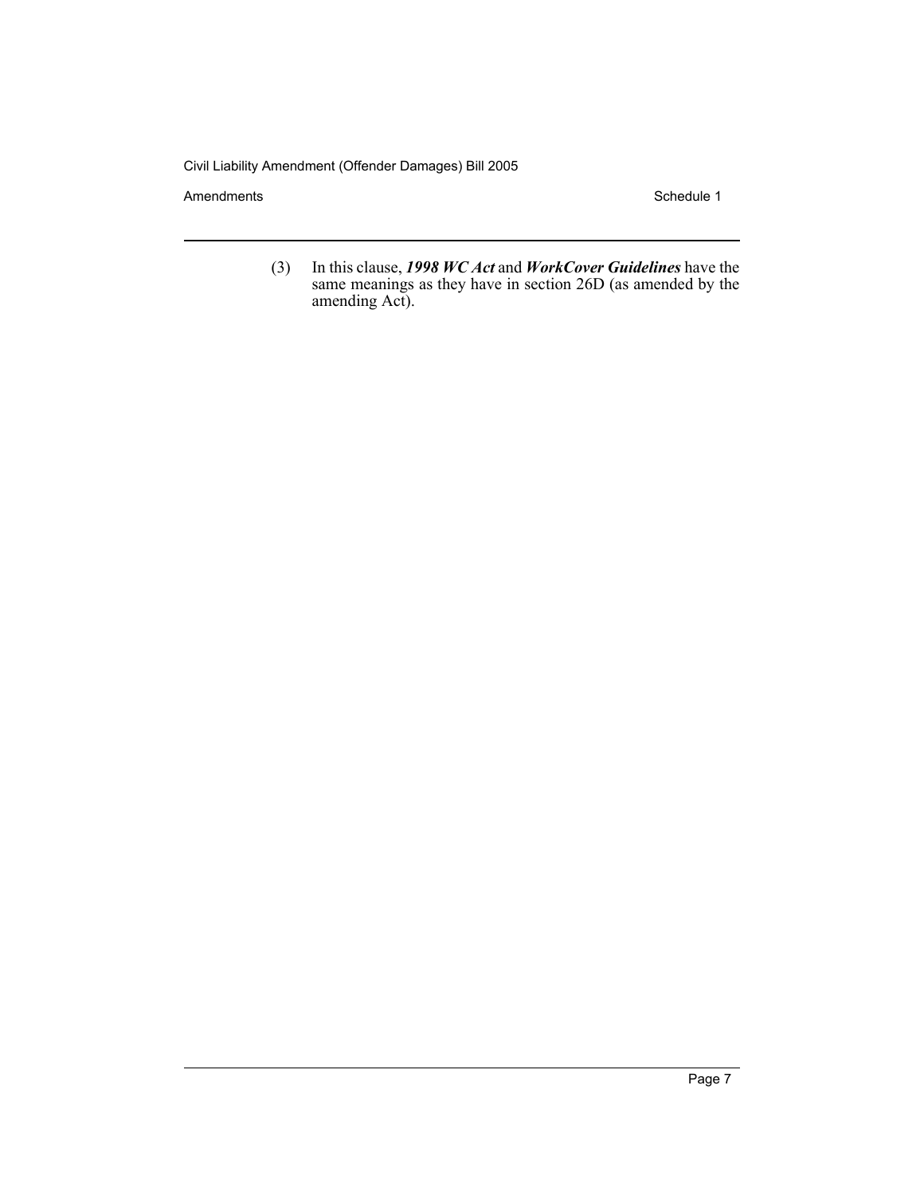(3) In this clause, ***1998 WC Act*** and ***WorkCover Guidelines*** have the same meanings as they have in section 26D (as amended by the amending Act).